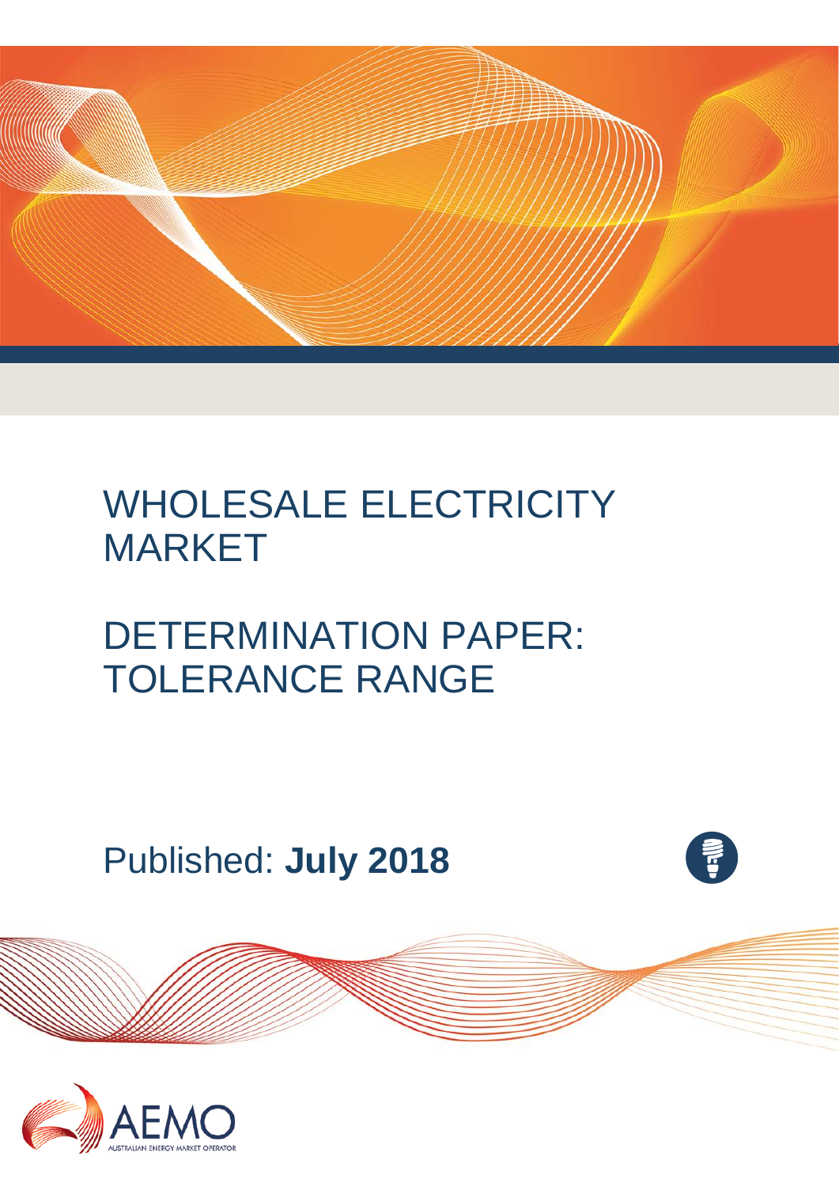# WHOLESALE ELECTRICITY MARKET

# DETERMINATION PAPER: TOLERANCE RANGE

Published: **July 2018**

AEMO

AUSTRALIAN ENERGY MARKET OPERATOR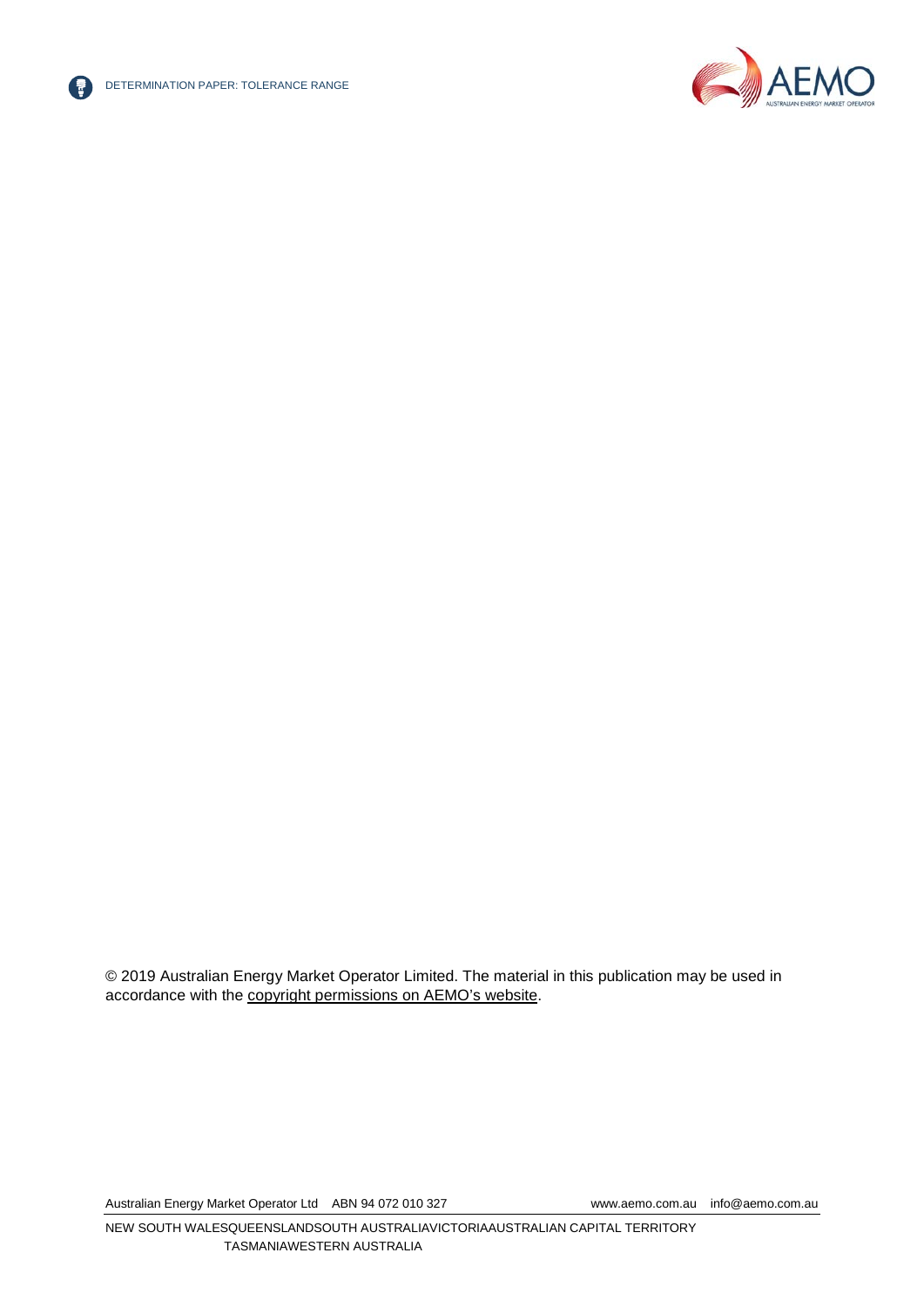© 2019 Australian Energy Market Operator Limited. The material in this publication may be used in accordance with the copyright permissions on AEMO's website.

Australian Energy Market Operator Ltd ABN 94 072 010 327 www.aemo.com.au info@aemo.com.au

NEW SOUTH WALES QUEENSLAND SOUTH AUSTRALIA VICTORIA AUSTRALIAN CAPITAL TERRITORY TASMANIA WESTERN AUSTRALIA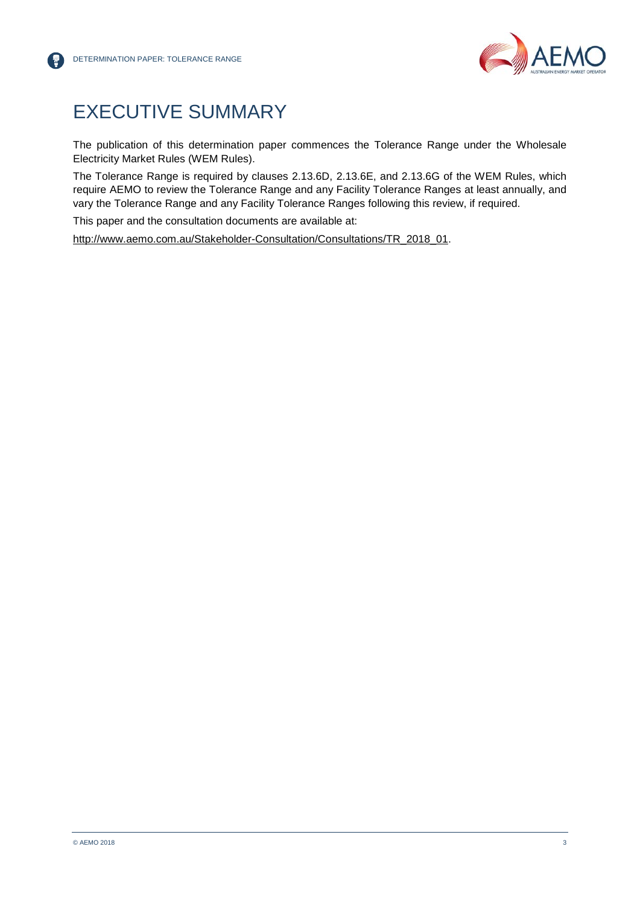# EXECUTIVE SUMMARY

The publication of this determination paper commences the Tolerance Range under the Wholesale Electricity Market Rules (WEM Rules).

The Tolerance Range is required by clauses 2.13.6D, 2.13.6E, and 2.13.6G of the WEM Rules, which require AEMO to review the Tolerance Range and any Facility Tolerance Ranges at least annually, and vary the Tolerance Range and any Facility Tolerance Ranges following this review, if required.

This paper and the consultation documents are available at:

http://www.aemo.com.au/Stakeholder-Consultation/Consultations/TR_2018_01.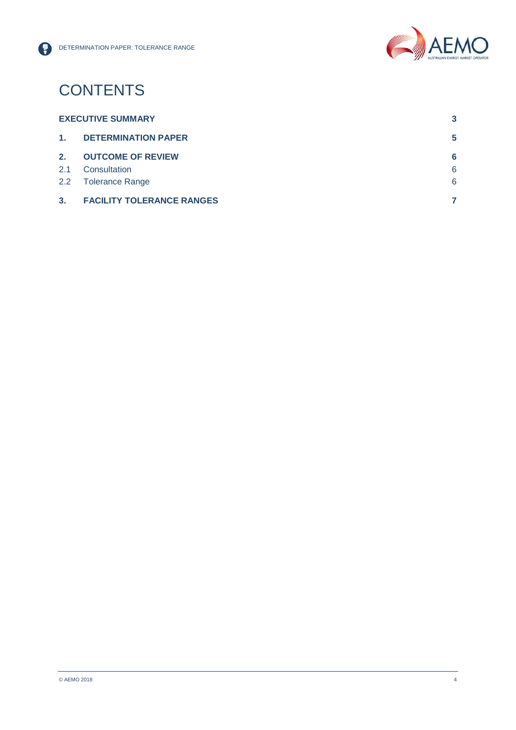# CONTENTS

| | | |
|---|---|---|
| **EXECUTIVE SUMMARY** | | **3** |
| **1.** | **DETERMINATION PAPER** | **5** |
| **2.** | **OUTCOME OF REVIEW** | **6** |
| 2.1 | Consultation | 6 |
| 2.2 | Tolerance Range | 6 |
| **3.** | **FACILITY TOLERANCE RANGES** | **7** |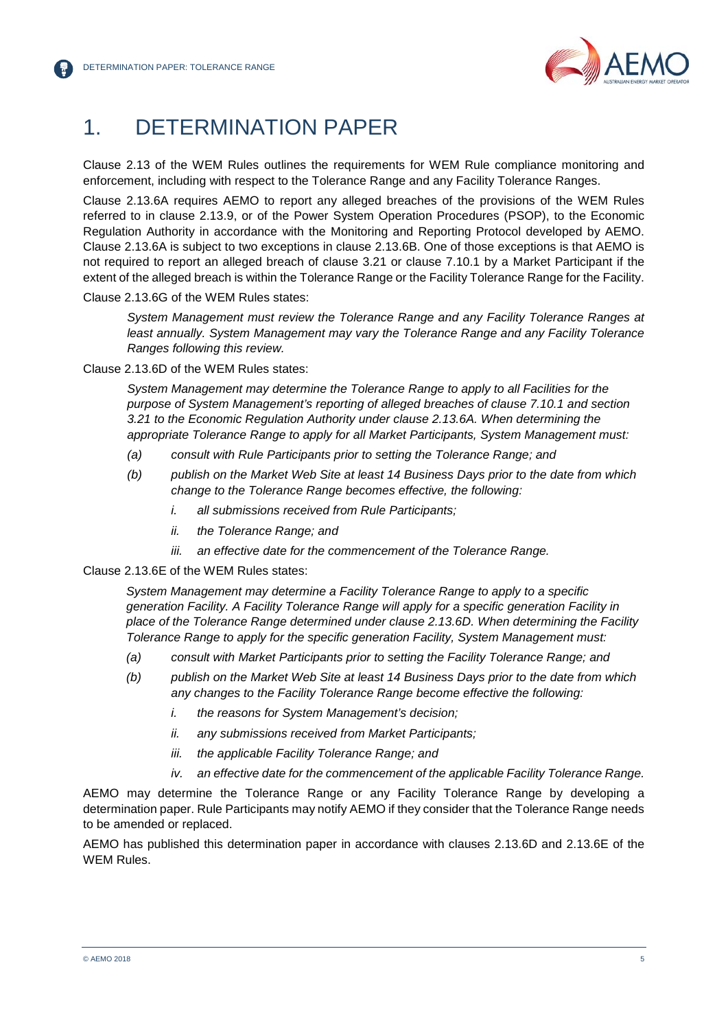# 1. DETERMINATION PAPER

Clause 2.13 of the WEM Rules outlines the requirements for WEM Rule compliance monitoring and enforcement, including with respect to the Tolerance Range and any Facility Tolerance Ranges.

Clause 2.13.6A requires AEMO to report any alleged breaches of the provisions of the WEM Rules referred to in clause 2.13.9, or of the Power System Operation Procedures (PSOP), to the Economic Regulation Authority in accordance with the Monitoring and Reporting Protocol developed by AEMO. Clause 2.13.6A is subject to two exceptions in clause 2.13.6B. One of those exceptions is that AEMO is not required to report an alleged breach of clause 3.21 or clause 7.10.1 by a Market Participant if the extent of the alleged breach is within the Tolerance Range or the Facility Tolerance Range for the Facility.

Clause 2.13.6G of the WEM Rules states:

> *System Management must review the Tolerance Range and any Facility Tolerance Ranges at least annually. System Management may vary the Tolerance Range and any Facility Tolerance Ranges following this review.*

Clause 2.13.6D of the WEM Rules states:

> *System Management may determine the Tolerance Range to apply to all Facilities for the purpose of System Management's reporting of alleged breaches of clause 7.10.1 and section 3.21 to the Economic Regulation Authority under clause 2.13.6A. When determining the appropriate Tolerance Range to apply for all Market Participants, System Management must:*
>
> *(a) consult with Rule Participants prior to setting the Tolerance Range; and*
>
> *(b) publish on the Market Web Site at least 14 Business Days prior to the date from which change to the Tolerance Range becomes effective, the following:*
>
> *i. all submissions received from Rule Participants;*
>
> *ii. the Tolerance Range; and*
>
> *iii. an effective date for the commencement of the Tolerance Range.*

Clause 2.13.6E of the WEM Rules states:

> *System Management may determine a Facility Tolerance Range to apply to a specific generation Facility. A Facility Tolerance Range will apply for a specific generation Facility in place of the Tolerance Range determined under clause 2.13.6D. When determining the Facility Tolerance Range to apply for the specific generation Facility, System Management must:*
>
> *(a) consult with Market Participants prior to setting the Facility Tolerance Range; and*
>
> *(b) publish on the Market Web Site at least 14 Business Days prior to the date from which any changes to the Facility Tolerance Range become effective the following:*
>
> *i. the reasons for System Management's decision;*
>
> *ii. any submissions received from Market Participants;*
>
> *iii. the applicable Facility Tolerance Range; and*
>
> *iv. an effective date for the commencement of the applicable Facility Tolerance Range.*

AEMO may determine the Tolerance Range or any Facility Tolerance Range by developing a determination paper. Rule Participants may notify AEMO if they consider that the Tolerance Range needs to be amended or replaced.

AEMO has published this determination paper in accordance with clauses 2.13.6D and 2.13.6E of the WEM Rules.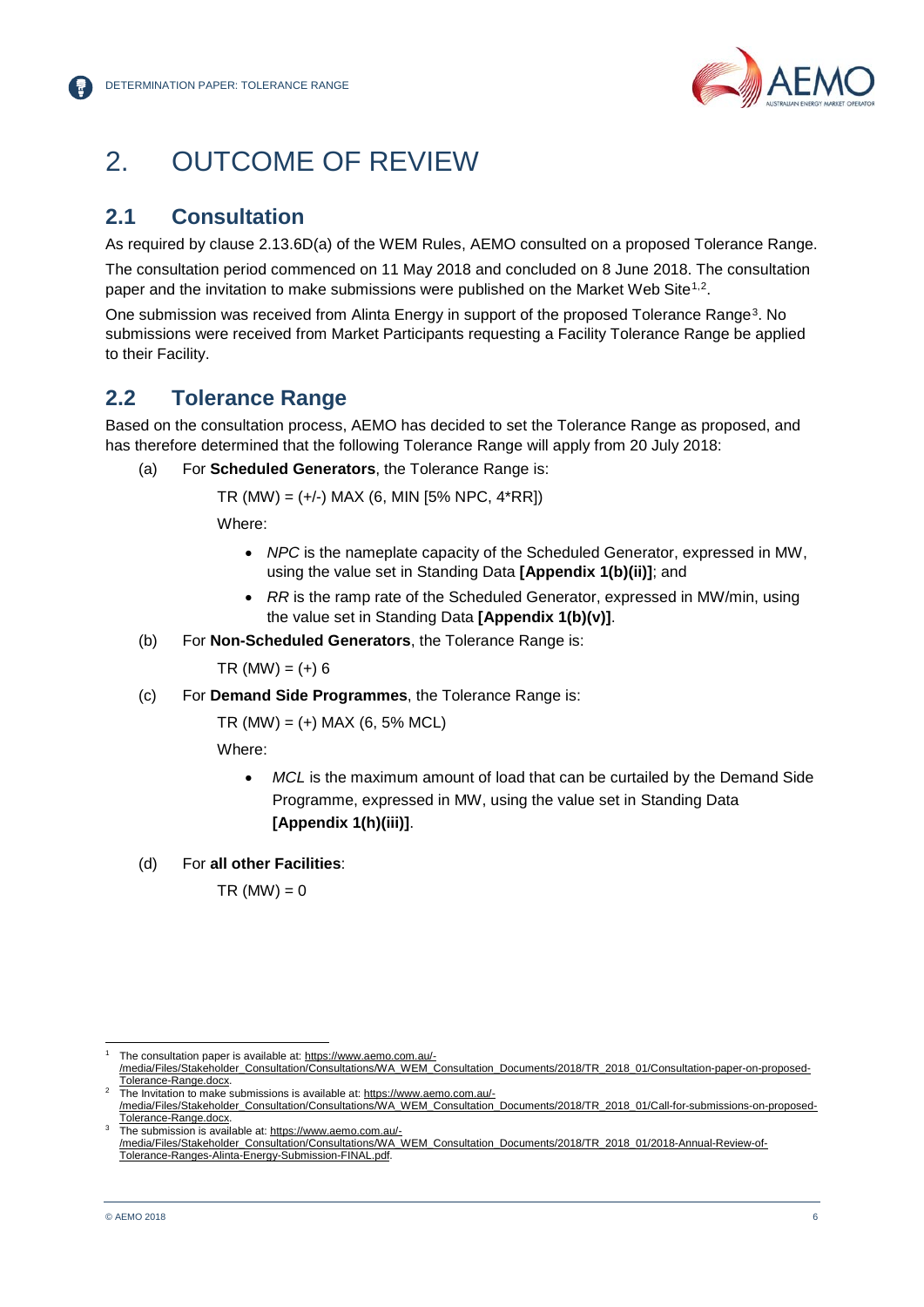# 2. OUTCOME OF REVIEW

## 2.1 Consultation

As required by clause 2.13.6D(a) of the WEM Rules, AEMO consulted on a proposed Tolerance Range.

The consultation period commenced on 11 May 2018 and concluded on 8 June 2018. The consultation paper and the invitation to make submissions were published on the Market Web Site[1,2].

One submission was received from Alinta Energy in support of the proposed Tolerance Range[3]. No submissions were received from Market Participants requesting a Facility Tolerance Range be applied to their Facility.

## 2.2 Tolerance Range

Based on the consultation process, AEMO has decided to set the Tolerance Range as proposed, and has therefore determined that the following Tolerance Range will apply from 20 July 2018:

(a) For **Scheduled Generators**, the Tolerance Range is:

TR (MW) = (+/-) MAX (6, MIN [5% NPC, 4*RR])

Where:

- *NPC* is the nameplate capacity of the Scheduled Generator, expressed in MW, using the value set in Standing Data **[Appendix 1(b)(ii)]**; and
- *RR* is the ramp rate of the Scheduled Generator, expressed in MW/min, using the value set in Standing Data **[Appendix 1(b)(v)]**.

(b) For **Non-Scheduled Generators**, the Tolerance Range is:

TR (MW) = (+) 6

(c) For **Demand Side Programmes**, the Tolerance Range is:

TR (MW) = (+) MAX (6, 5% MCL)

Where:

- *MCL* is the maximum amount of load that can be curtailed by the Demand Side Programme, expressed in MW, using the value set in Standing Data **[Appendix 1(h)(iii)]**.

(d) For **all other Facilities**:

TR (MW) = 0

---

[1] The consultation paper is available at: https://www.aemo.com.au/-/media/Files/Stakeholder_Consultation/Consultations/WA_WEM_Consultation_Documents/2018/TR_2018_01/Consultation-paper-on-proposed-Tolerance-Range.docx.

[2] The Invitation to make submissions is available at: https://www.aemo.com.au/-/media/Files/Stakeholder_Consultation/Consultations/WA_WEM_Consultation_Documents/2018/TR_2018_01/Call-for-submissions-on-proposed-Tolerance-Range.docx.

[3] The submission is available at: https://www.aemo.com.au/-/media/Files/Stakeholder_Consultation/Consultations/WA_WEM_Consultation_Documents/2018/TR_2018_01/2018-Annual-Review-of-Tolerance-Ranges-Alinta-Energy-Submission-FINAL.pdf.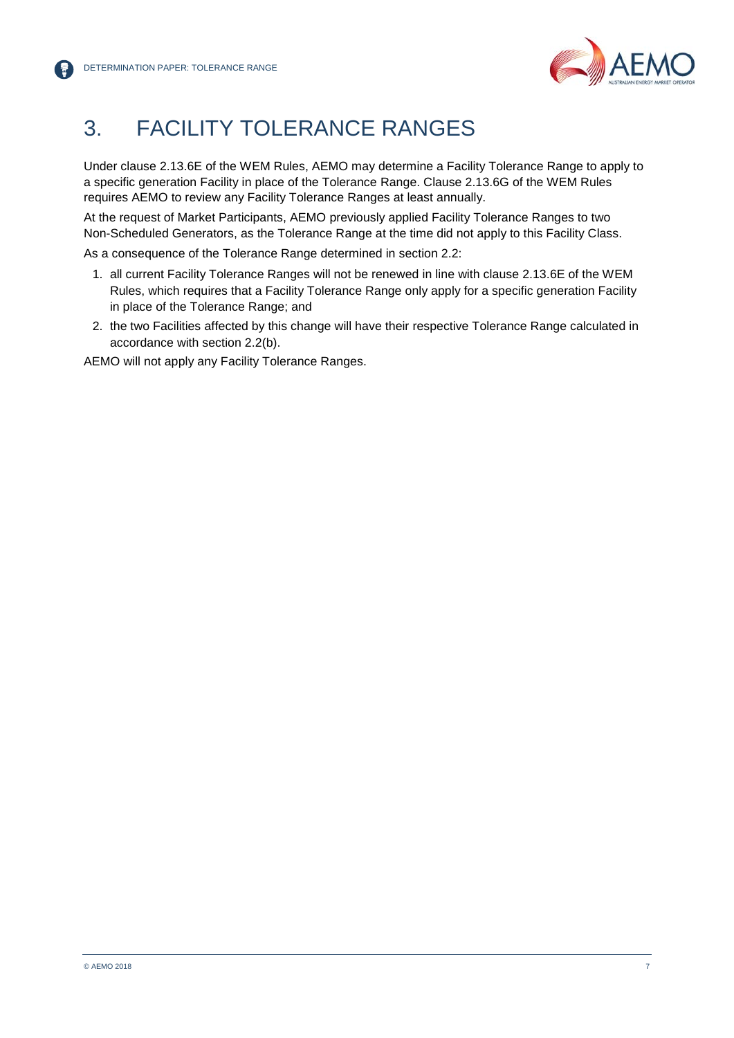# 3. FACILITY TOLERANCE RANGES

Under clause 2.13.6E of the WEM Rules, AEMO may determine a Facility Tolerance Range to apply to a specific generation Facility in place of the Tolerance Range. Clause 2.13.6G of the WEM Rules requires AEMO to review any Facility Tolerance Ranges at least annually.

At the request of Market Participants, AEMO previously applied Facility Tolerance Ranges to two Non-Scheduled Generators, as the Tolerance Range at the time did not apply to this Facility Class.

As a consequence of the Tolerance Range determined in section 2.2:

1. all current Facility Tolerance Ranges will not be renewed in line with clause 2.13.6E of the WEM Rules, which requires that a Facility Tolerance Range only apply for a specific generation Facility in place of the Tolerance Range; and
2. the two Facilities affected by this change will have their respective Tolerance Range calculated in accordance with section 2.2(b).

AEMO will not apply any Facility Tolerance Ranges.